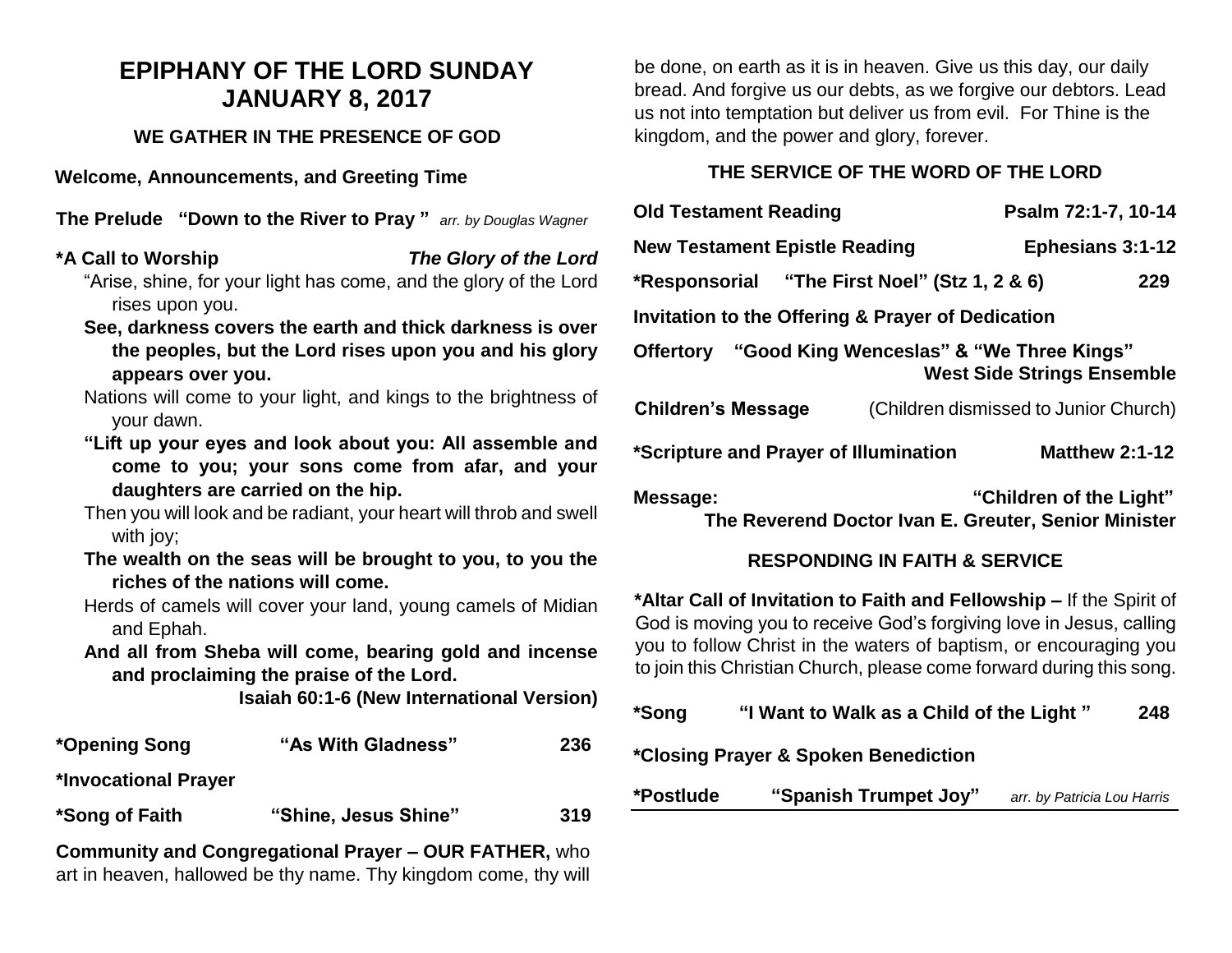# EPIPHANY OF THE LORD SUNDAY
# JANUARY 8, 2017

## WE GATHER IN THE PRESENCE OF GOD

**Welcome, Announcements, and Greeting Time**

**The Prelude "Down to the River to Pray "** *arr. by Douglas Wagner*

**\*A Call to Worship** ***The Glory of the Lord***

"Arise, shine, for your light has come, and the glory of the Lord rises upon you.

**See, darkness covers the earth and thick darkness is over the peoples, but the Lord rises upon you and his glory appears over you.**

Nations will come to your light, and kings to the brightness of your dawn.

**"Lift up your eyes and look about you: All assemble and come to you; your sons come from afar, and your daughters are carried on the hip.**

Then you will look and be radiant, your heart will throb and swell with joy;

**The wealth on the seas will be brought to you, to you the riches of the nations will come.**

Herds of camels will cover your land, young camels of Midian and Ephah.

**And all from Sheba will come, bearing gold and incense and proclaiming the praise of the Lord.**

**Isaiah 60:1-6 (New International Version)**

**\*Opening Song "As With Gladness" 236**

**\*Invocational Prayer**

**\*Song of Faith "Shine, Jesus Shine" 319**

**Community and Congregational Prayer – OUR FATHER,** who art in heaven, hallowed be thy name. Thy kingdom come, thy will be done, on earth as it is in heaven. Give us this day, our daily bread. And forgive us our debts, as we forgive our debtors. Lead us not into temptation but deliver us from evil. For Thine is the kingdom, and the power and glory, forever.

## THE SERVICE OF THE WORD OF THE LORD

**Old Testament Reading Psalm 72:1-7, 10-14**

**New Testament Epistle Reading Ephesians 3:1-12**

**\*Responsorial "The First Noel" (Stz 1, 2 & 6) 229**

**Invitation to the Offering & Prayer of Dedication**

**Offertory "Good King Wenceslas" & "We Three Kings"**
**West Side Strings Ensemble**

**Children's Message** (Children dismissed to Junior Church)

**\*Scripture and Prayer of Illumination Matthew 2:1-12**

**Message: "Children of the Light"**
**The Reverend Doctor Ivan E. Greuter, Senior Minister**

## RESPONDING IN FAITH & SERVICE

**\*Altar Call of Invitation to Faith and Fellowship –** If the Spirit of God is moving you to receive God's forgiving love in Jesus, calling you to follow Christ in the waters of baptism, or encouraging you to join this Christian Church, please come forward during this song.

**\*Song "I Want to Walk as a Child of the Light " 248**

**\*Closing Prayer & Spoken Benediction**

**\*Postlude "Spanish Trumpet Joy"** *arr. by Patricia Lou Harris*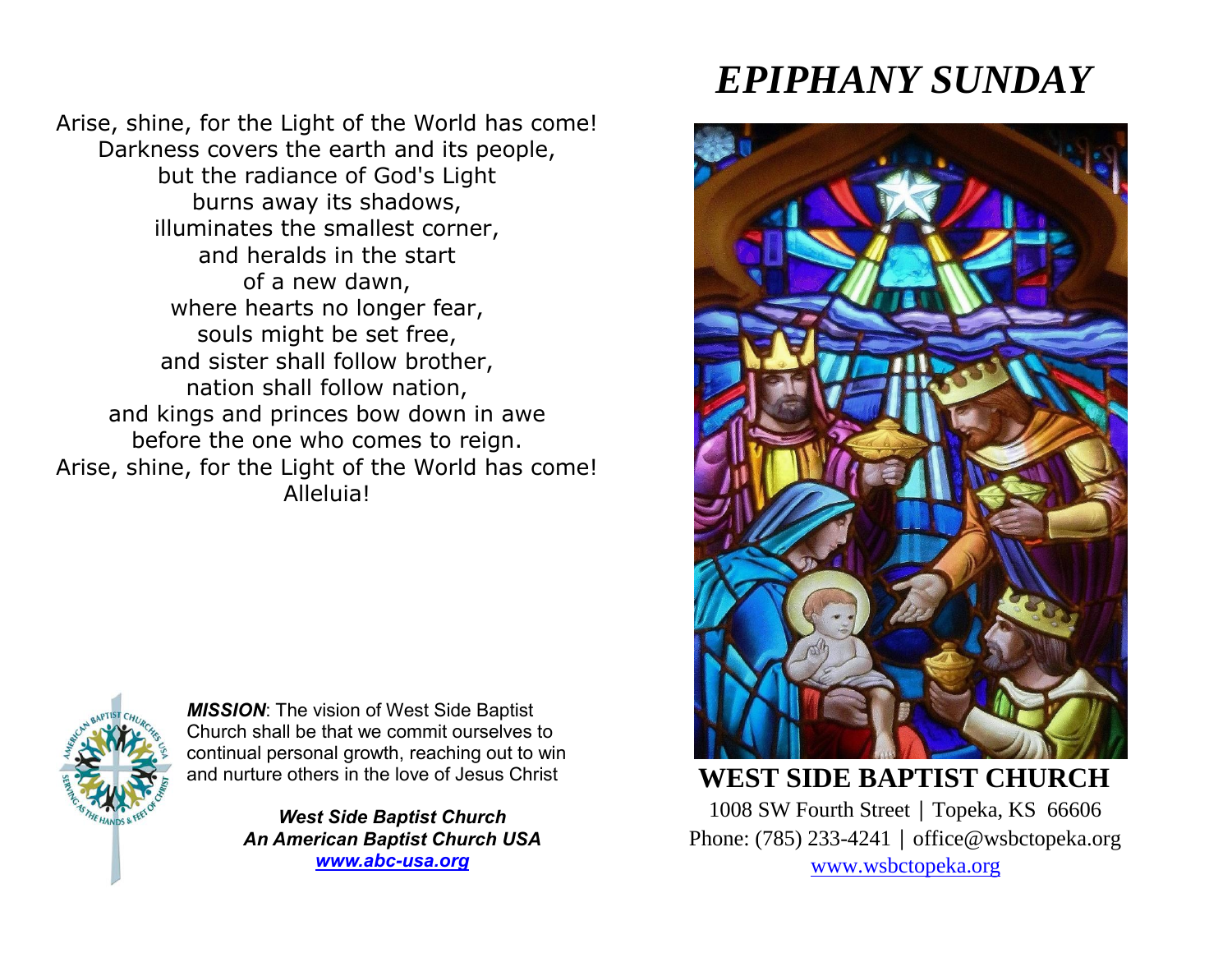Arise, shine, for the Light of the World has come!
Darkness covers the earth and its people,
but the radiance of God's Light
burns away its shadows,
illuminates the smallest corner,
and heralds in the start
of a new dawn,
where hearts no longer fear,
souls might be set free,
and sister shall follow brother,
nation shall follow nation,
and kings and princes bow down in awe
before the one who comes to reign.
Arise, shine, for the Light of the World has come!
Alleluia!

***MISSION***: The vision of West Side Baptist Church shall be that we commit ourselves to continual personal growth, reaching out to win and nurture others in the love of Jesus Christ

***West Side Baptist Church***
***An American Baptist Church USA***
***www.abc-usa.org***

# *EPIPHANY SUNDAY*

**WEST SIDE BAPTIST CHURCH**

1008 SW Fourth Street | Topeka, KS 66606
Phone: (785) 233-4241 | office@wsbctopeka.org
www.wsbctopeka.org